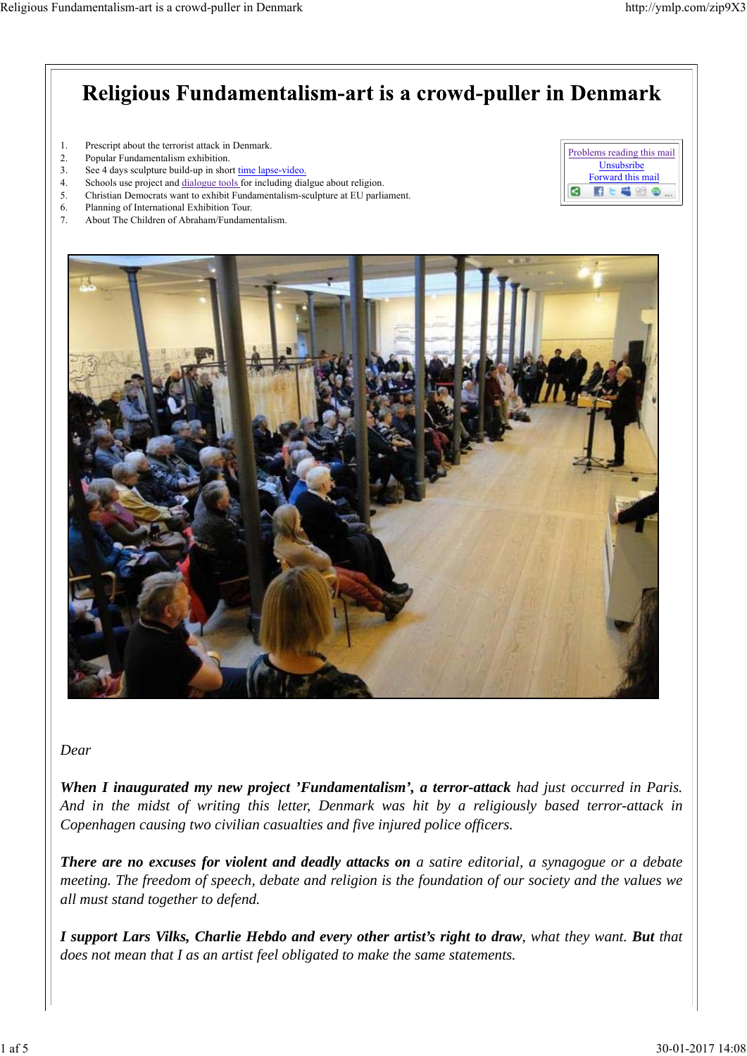# Religious Fundamentalism-art is a crowd-puller in Denmark

1. Prescript about the terrorist attack in Denmark.
2. Popular Fundamentalism exhibition.
3. See 4 days sculpture build-up in short time lapse-video.
4. Schools use project and dialogue tools for including dialgue about religion.
5. Christian Democrats want to exhibit Fundamentalism-sculpture at EU parliament.
6. Planning of International Exhibition Tour.
7. About The Children of Abraham/Fundamentalism.

Problems reading this mail
Unsubsribe
Forward this mail

*Dear*

***When I inaugurated my new project 'Fundamentalism', a terror-attack** had just occurred in Paris. And in the midst of writing this letter, Denmark was hit by a religiously based terror-attack in Copenhagen causing two civilian casualties and five injured police officers.*

***There are no excuses for violent and deadly attacks on** a satire editorial, a synagogue or a debate meeting. The freedom of speech, debate and religion is the foundation of our society and the values we all must stand together to defend.*

***I support Lars Vilks, Charlie Hebdo and every other artist's right to draw**, what they want. **But** that does not mean that I as an artist feel obligated to make the same statements.*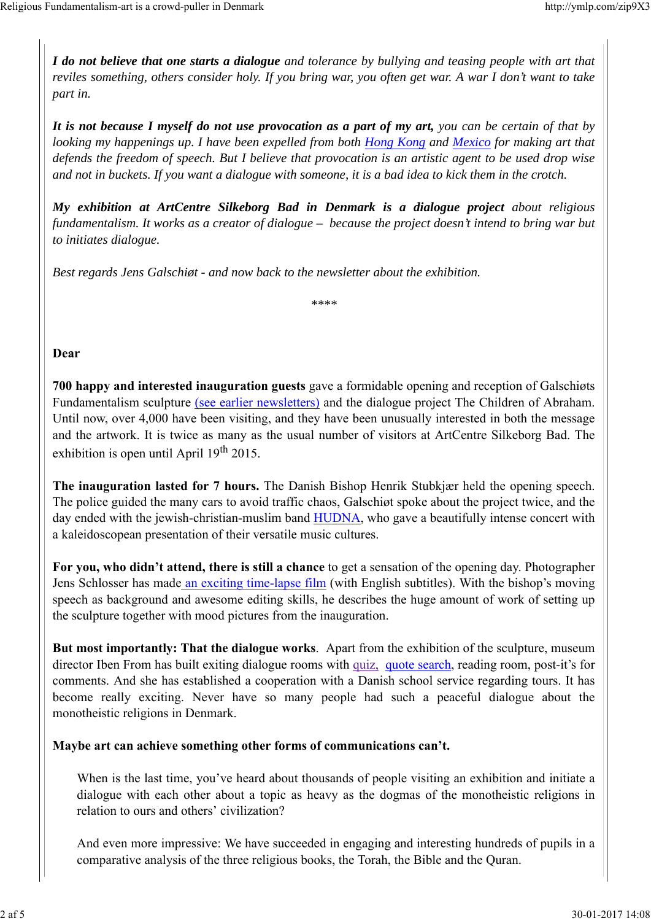***I do not believe that one starts a dialogue** and tolerance by bullying and teasing people with art that reviles something, others consider holy. If you bring war, you often get war. A war I don't want to take part in.*

***It is not because I myself do not use provocation as a part of my art,** you can be certain of that by looking my happenings up. I have been expelled from both Hong Kong and Mexico for making art that defends the freedom of speech. But I believe that provocation is an artistic agent to be used drop wise and not in buckets. If you want a dialogue with someone, it is a bad idea to kick them in the crotch.*

***My exhibition at ArtCentre Silkeborg Bad in Denmark is a dialogue project** about religious fundamentalism. It works as a creator of dialogue – because the project doesn't intend to bring war but to initiates dialogue.*

*Best regards Jens Galschiøt - and now back to the newsletter about the exhibition.*

****

**Dear**

**700 happy and interested inauguration guests** gave a formidable opening and reception of Galschiøts Fundamentalism sculpture (see earlier newsletters) and the dialogue project The Children of Abraham. Until now, over 4,000 have been visiting, and they have been unusually interested in both the message and the artwork. It is twice as many as the usual number of visitors at ArtCentre Silkeborg Bad. The exhibition is open until April 19th 2015.

**The inauguration lasted for 7 hours.** The Danish Bishop Henrik Stubkjær held the opening speech. The police guided the many cars to avoid traffic chaos, Galschiøt spoke about the project twice, and the day ended with the jewish-christian-muslim band HUDNA, who gave a beautifully intense concert with a kaleidoscopean presentation of their versatile music cultures.

**For you, who didn't attend, there is still a chance** to get a sensation of the opening day. Photographer Jens Schlosser has made an exciting time-lapse film (with English subtitles). With the bishop's moving speech as background and awesome editing skills, he describes the huge amount of work of setting up the sculpture together with mood pictures from the inauguration.

**But most importantly: That the dialogue works**. Apart from the exhibition of the sculpture, museum director Iben From has built exiting dialogue rooms with quiz, quote search, reading room, post-it's for comments. And she has established a cooperation with a Danish school service regarding tours. It has become really exciting. Never have so many people had such a peaceful dialogue about the monotheistic religions in Denmark.

**Maybe art can achieve something other forms of communications can't.**

> When is the last time, you've heard about thousands of people visiting an exhibition and initiate a dialogue with each other about a topic as heavy as the dogmas of the monotheistic religions in relation to ours and others' civilization?
>
> And even more impressive: We have succeeded in engaging and interesting hundreds of pupils in a comparative analysis of the three religious books, the Torah, the Bible and the Quran.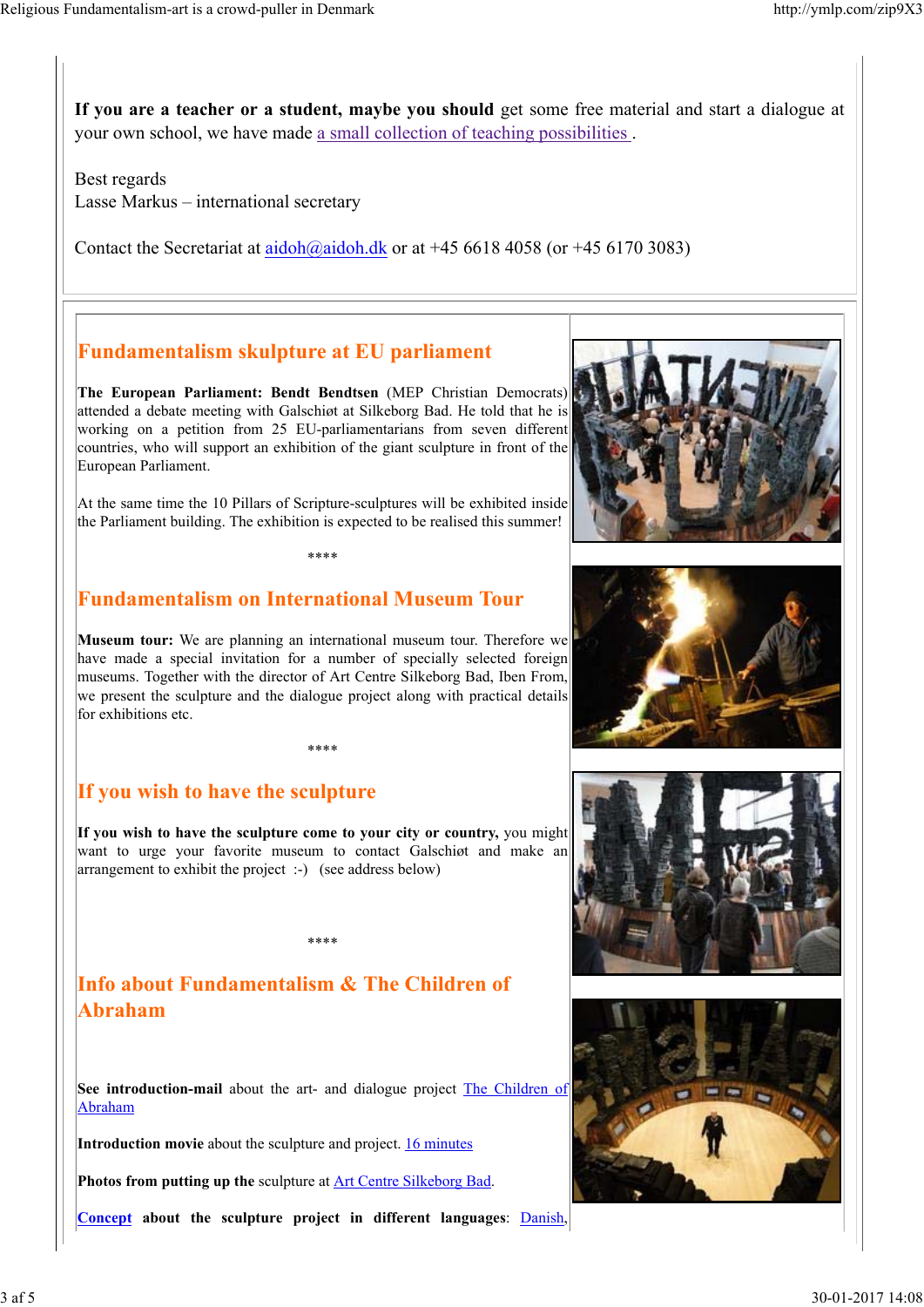**If you are a teacher or a student, maybe you should** get some free material and start a dialogue at your own school, we have made [a small collection of teaching possibilities](#) .

Best regards
Lasse Markus – international secretary

Contact the Secretariat at [aidoh@aidoh.dk](mailto:aidoh@aidoh.dk) or at +45 6618 4058 (or +45 6170 3083)

## Fundamentalism skulpture at EU parliament

**The European Parliament: Bendt Bendtsen** (MEP Christian Democrats) attended a debate meeting with Galschiøt at Silkeborg Bad. He told that he is working on a petition from 25 EU-parliamentarians from seven different countries, who will support an exhibition of the giant sculpture in front of the European Parliament.

At the same time the 10 Pillars of Scripture-sculptures will be exhibited inside the Parliament building. The exhibition is expected to be realised this summer!

****

## Fundamentalism on International Museum Tour

**Museum tour:** We are planning an international museum tour. Therefore we have made a special invitation for a number of specially selected foreign museums. Together with the director of Art Centre Silkeborg Bad, Iben From, we present the sculpture and the dialogue project along with practical details for exhibitions etc.

****

## If you wish to have the sculpture

**If you wish to have the sculpture come to your city or country,** you might want to urge your favorite museum to contact Galschiøt and make an arrangement to exhibit the project :-) (see address below)

****

## Info about Fundamentalism & The Children of Abraham

**See introduction-mail** about the art- and dialogue project [The Children of Abraham](#)

**Introduction movie** about the sculpture and project. [16 minutes](#)

**Photos from putting up the** sculpture at [Art Centre Silkeborg Bad](#).

**[Concept](#) about the sculpture project in different languages**: [Danish](#),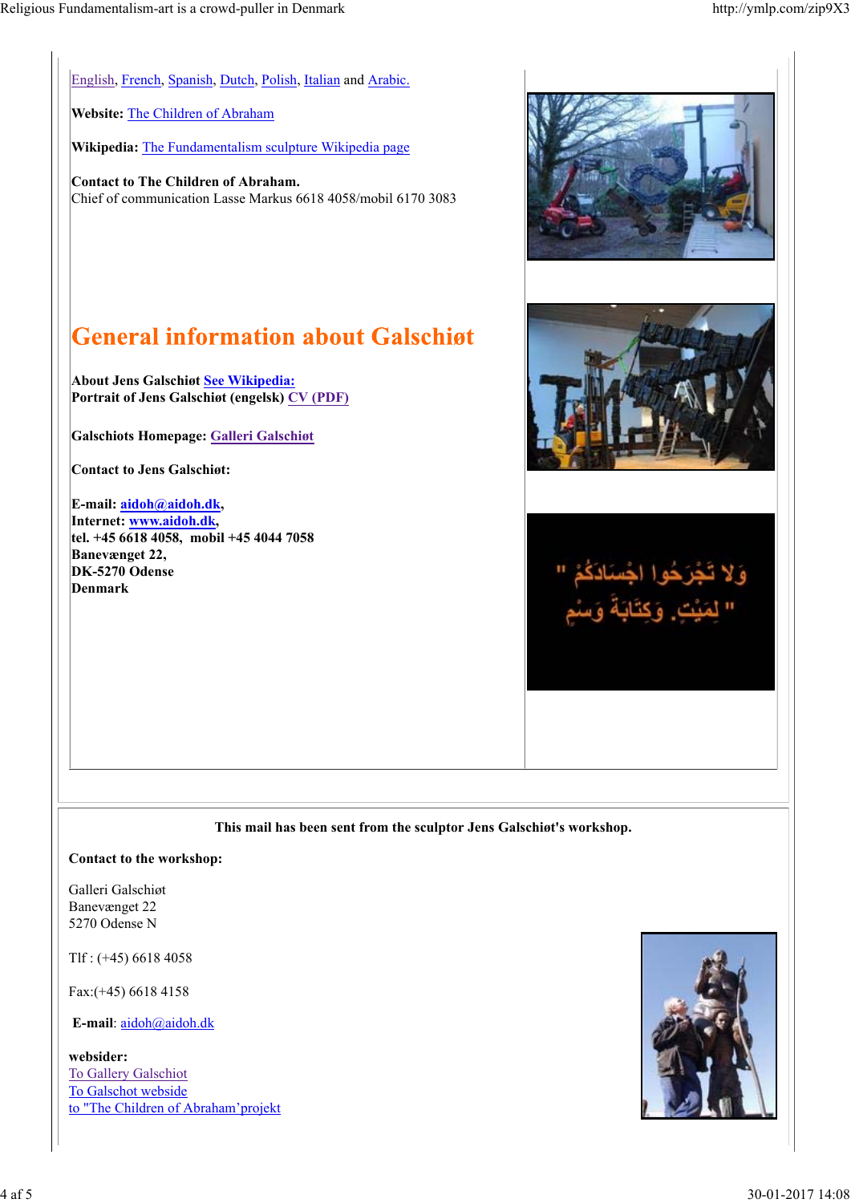English, French, Spanish, Dutch, Polish, Italian and Arabic.

**Website:** The Children of Abraham

**Wikipedia:** The Fundamentalism sculpture Wikipedia page

**Contact to The Children of Abraham.**
Chief of communication Lasse Markus 6618 4058/mobil 6170 3083

## General information about Galschiøt

**About Jens Galschiøt See Wikipedia:**
**Portrait of Jens Galschiøt (engelsk) CV (PDF)**

**Galschiots Homepage: Galleri Galschiøt**

**Contact to Jens Galschiøt:**

**E-mail: aidoh@aidoh.dk,**
**Internet: www.aidoh.dk,**
**tel. +45 6618 4058, mobil +45 4044 7058**
**Banevænget 22,**
**DK-5270 Odense**
**Denmark**

**This mail has been sent from the sculptor Jens Galschiøt's workshop.**

**Contact to the workshop:**

Galleri Galschiøt
Banevænget 22
5270 Odense N

Tlf : (+45) 6618 4058

Fax:(+45) 6618 4158

**E-mail**: aidoh@aidoh.dk

**websider:**
To Gallery Galschiot
To Galschot webside
to "The Children of Abraham'projekt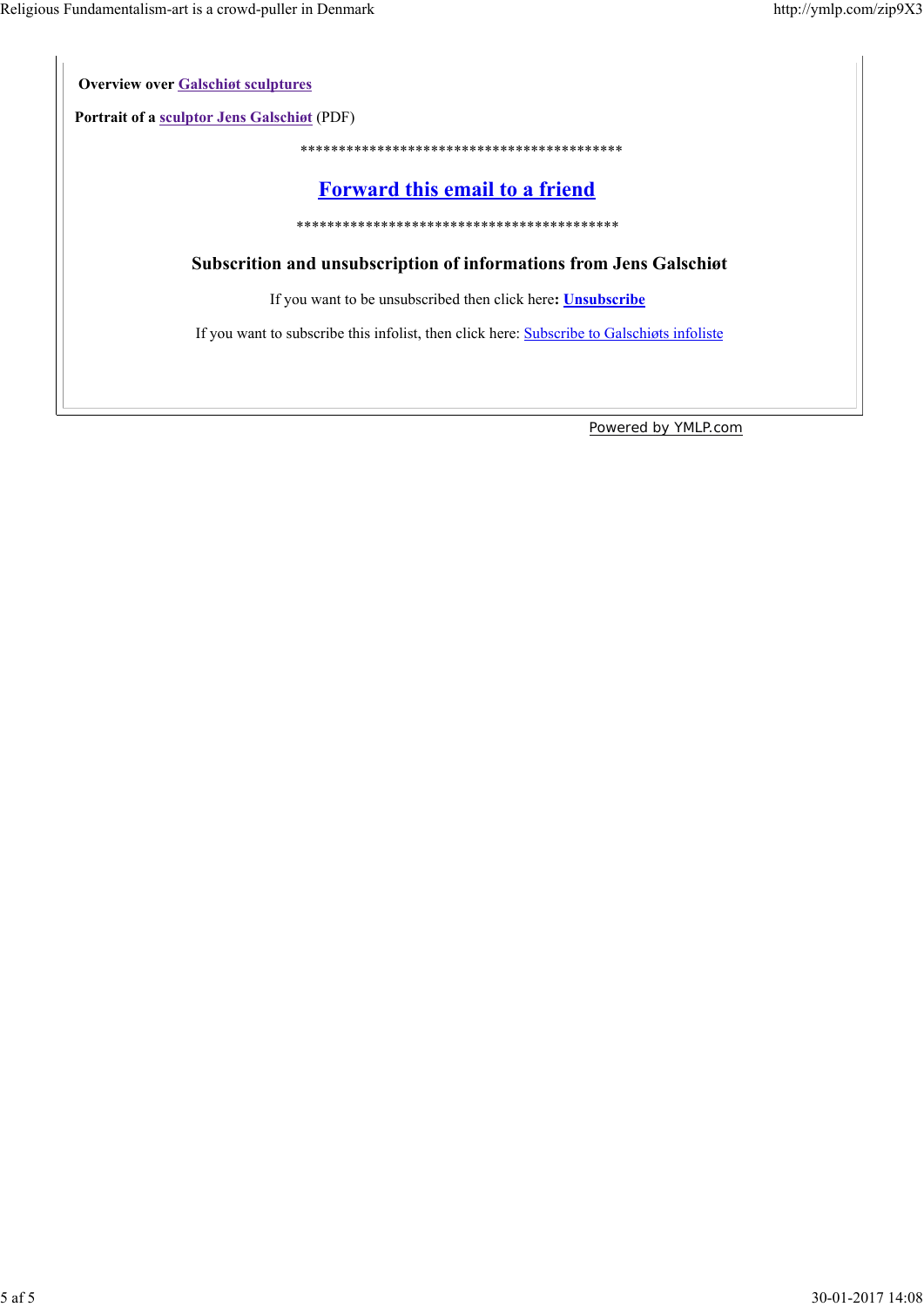**Overview over Galschiøt sculptures**

**Portrait of a sculptor Jens Galschiøt** (PDF)

******************************************

## Forward this email to a friend

******************************************

### Subscrition and unsubscription of informations from Jens Galschiøt

If you want to be unsubscribed then click here**: Unsubscribe**

If you want to subscribe this infolist, then click here: Subscribe to Galschiøts infoliste

Powered by YMLP.com